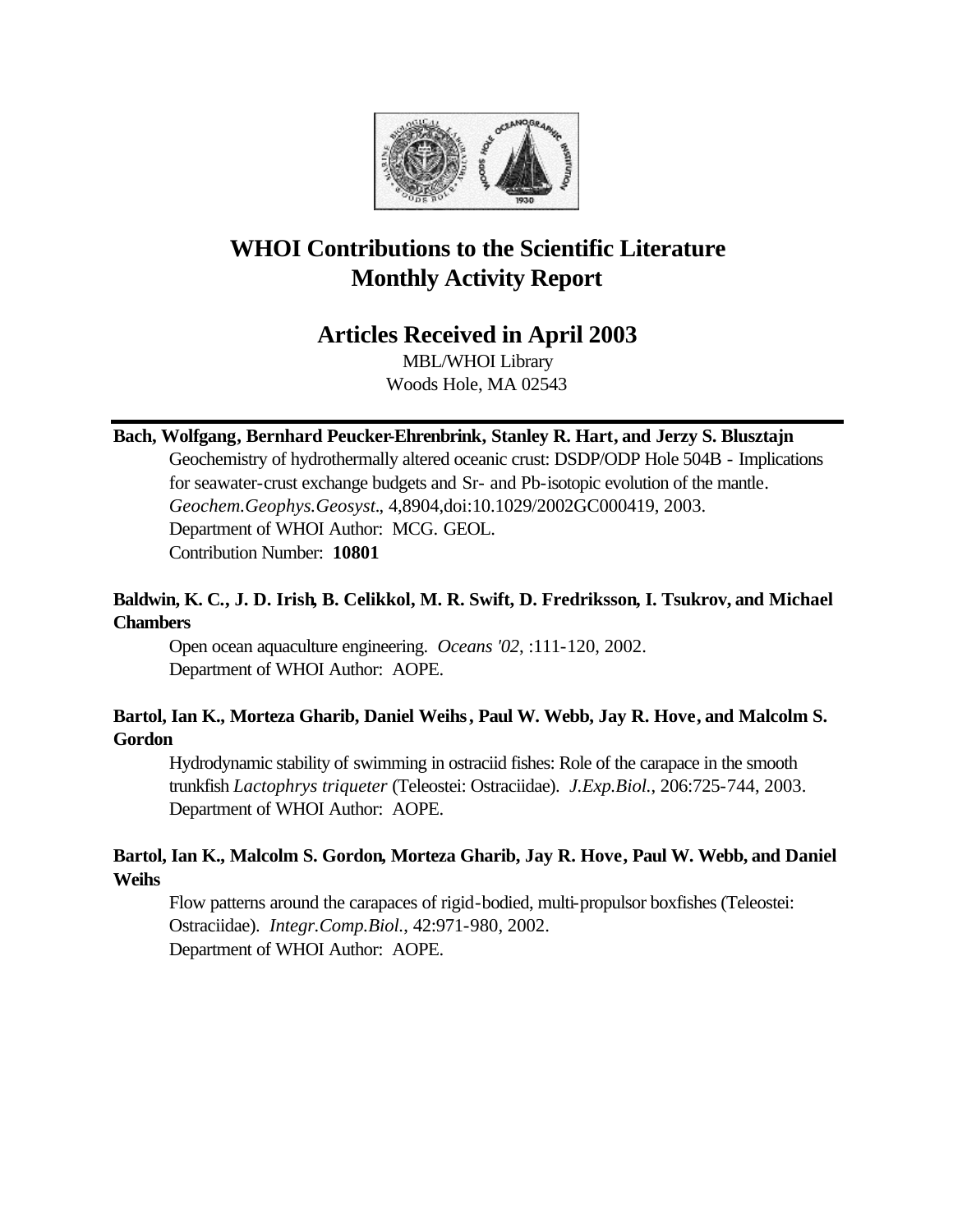# WHOI Contributions to the Scientific Literature Monthly Activity Report

## Articles Received in April 2003

MBL/WHOI Library
Woods Hole, MA 02543

---

**Bach, Wolfgang, Bernhard Peucker-Ehrenbrink, Stanley R. Hart, and Jerzy S. Blusztajn**

Geochemistry of hydrothermally altered oceanic crust: DSDP/ODP Hole 504B - Implications for seawater-crust exchange budgets and Sr- and Pb-isotopic evolution of the mantle. *Geochem.Geophys.Geosyst.*, 4,8904,doi:10.1029/2002GC000419, 2003.
Department of WHOI Author: MCG. GEOL.
Contribution Number: **10801**

**Baldwin, K. C., J. D. Irish, B. Celikkol, M. R. Swift, D. Fredriksson, I. Tsukrov, and Michael Chambers**

Open ocean aquaculture engineering. *Oceans '02*, :111-120, 2002.
Department of WHOI Author: AOPE.

**Bartol, Ian K., Morteza Gharib, Daniel Weihs, Paul W. Webb, Jay R. Hove, and Malcolm S. Gordon**

Hydrodynamic stability of swimming in ostraciid fishes: Role of the carapace in the smooth trunkfish *Lactophrys triqueter* (Teleostei: Ostraciidae). *J.Exp.Biol.*, 206:725-744, 2003.
Department of WHOI Author: AOPE.

**Bartol, Ian K., Malcolm S. Gordon, Morteza Gharib, Jay R. Hove, Paul W. Webb, and Daniel Weihs**

Flow patterns around the carapaces of rigid-bodied, multi-propulsor boxfishes (Teleostei: Ostraciidae). *Integr.Comp.Biol.*, 42:971-980, 2002.
Department of WHOI Author: AOPE.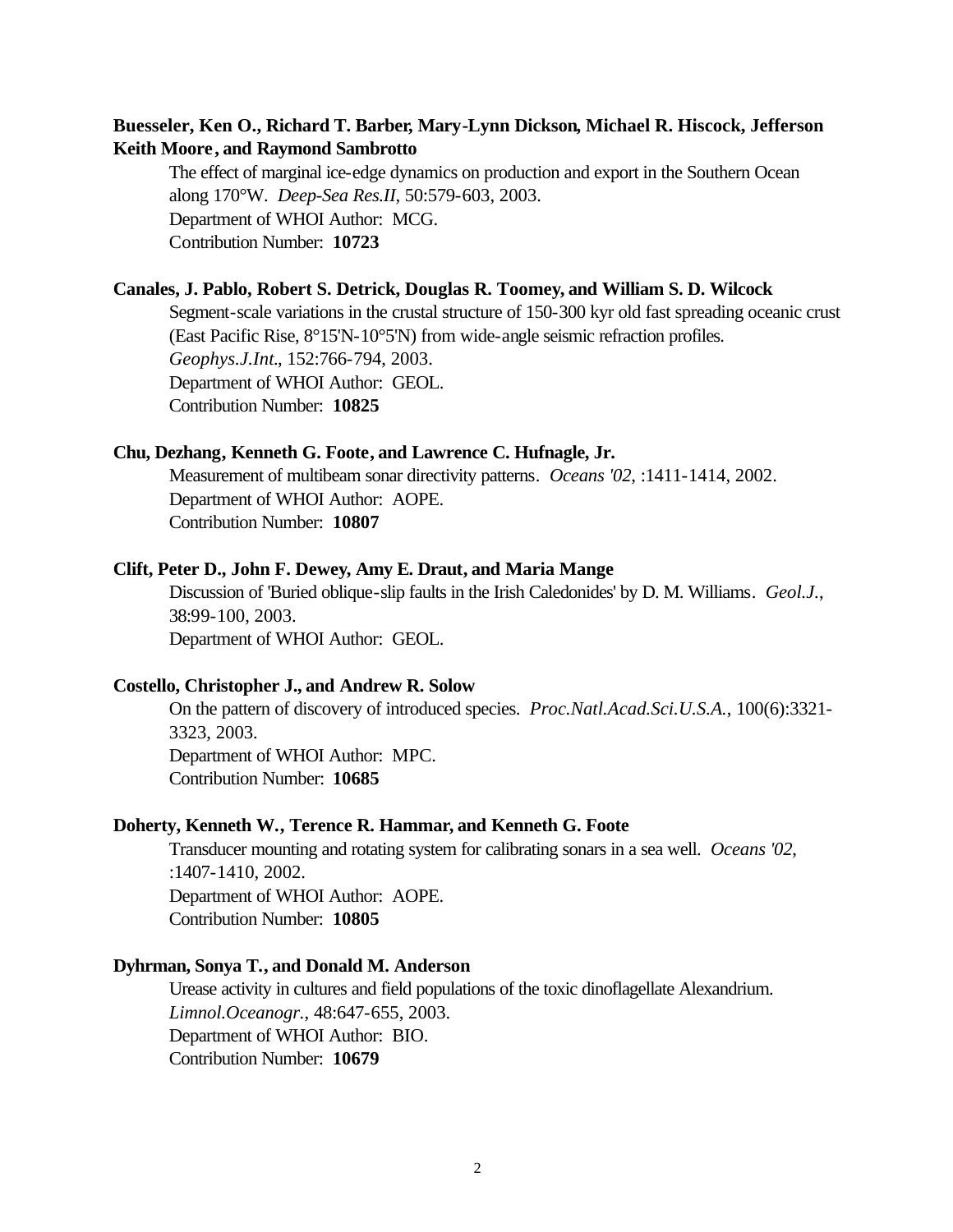**Buesseler, Ken O., Richard T. Barber, Mary-Lynn Dickson, Michael R. Hiscock, Jefferson Keith Moore, and Raymond Sambrotto**

The effect of marginal ice-edge dynamics on production and export in the Southern Ocean along 170°W. *Deep-Sea Res.II*, 50:579-603, 2003.
Department of WHOI Author: MCG.
Contribution Number: **10723**

**Canales, J. Pablo, Robert S. Detrick, Douglas R. Toomey, and William S. D. Wilcock**

Segment-scale variations in the crustal structure of 150-300 kyr old fast spreading oceanic crust (East Pacific Rise, 8°15'N-10°5'N) from wide-angle seismic refraction profiles. *Geophys.J.Int.*, 152:766-794, 2003.
Department of WHOI Author: GEOL.
Contribution Number: **10825**

**Chu, Dezhang, Kenneth G. Foote, and Lawrence C. Hufnagle, Jr.**

Measurement of multibeam sonar directivity patterns. *Oceans '02*, :1411-1414, 2002.
Department of WHOI Author: AOPE.
Contribution Number: **10807**

**Clift, Peter D., John F. Dewey, Amy E. Draut, and Maria Mange**

Discussion of 'Buried oblique-slip faults in the Irish Caledonides' by D. M. Williams. *Geol.J.*, 38:99-100, 2003.
Department of WHOI Author: GEOL.

**Costello, Christopher J., and Andrew R. Solow**

On the pattern of discovery of introduced species. *Proc.Natl.Acad.Sci.U.S.A.*, 100(6):3321-3323, 2003.
Department of WHOI Author: MPC.
Contribution Number: **10685**

**Doherty, Kenneth W., Terence R. Hammar, and Kenneth G. Foote**

Transducer mounting and rotating system for calibrating sonars in a sea well. *Oceans '02*, :1407-1410, 2002.
Department of WHOI Author: AOPE.
Contribution Number: **10805**

**Dyhrman, Sonya T., and Donald M. Anderson**

Urease activity in cultures and field populations of the toxic dinoflagellate Alexandrium. *Limnol.Oceanogr.*, 48:647-655, 2003.
Department of WHOI Author: BIO.
Contribution Number: **10679**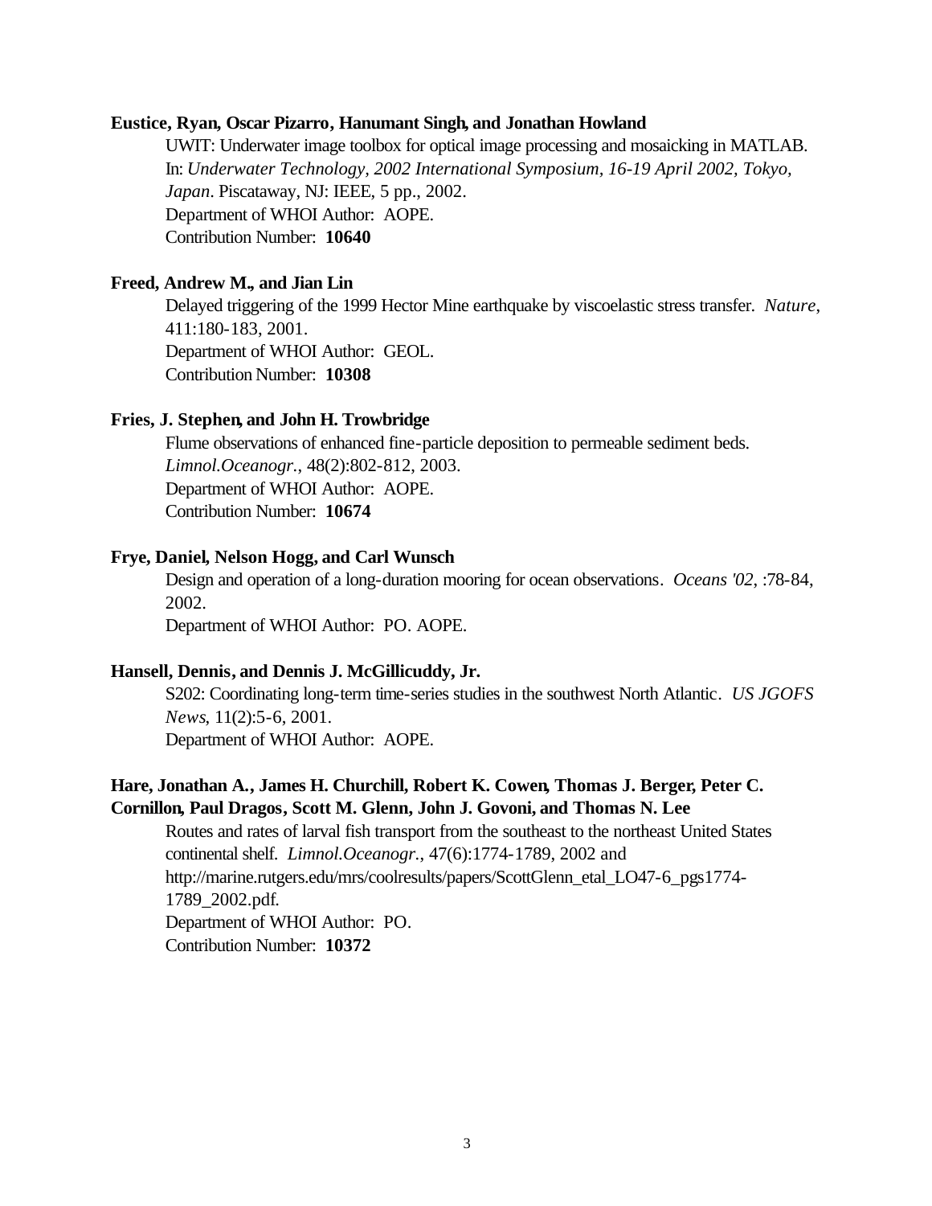**Eustice, Ryan, Oscar Pizarro, Hanumant Singh, and Jonathan Howland**

UWIT: Underwater image toolbox for optical image processing and mosaicking in MATLAB. In: *Underwater Technology, 2002 International Symposium, 16-19 April 2002, Tokyo, Japan*. Piscataway, NJ: IEEE, 5 pp., 2002.
Department of WHOI Author: AOPE.
Contribution Number: **10640**

**Freed, Andrew M., and Jian Lin**

Delayed triggering of the 1999 Hector Mine earthquake by viscoelastic stress transfer. *Nature*, 411:180-183, 2001.
Department of WHOI Author: GEOL.
Contribution Number: **10308**

**Fries, J. Stephen, and John H. Trowbridge**

Flume observations of enhanced fine-particle deposition to permeable sediment beds. *Limnol.Oceanogr.*, 48(2):802-812, 2003.
Department of WHOI Author: AOPE.
Contribution Number: **10674**

**Frye, Daniel, Nelson Hogg, and Carl Wunsch**

Design and operation of a long-duration mooring for ocean observations. *Oceans '02*, :78-84, 2002.
Department of WHOI Author: PO. AOPE.

**Hansell, Dennis, and Dennis J. McGillicuddy, Jr.**

S202: Coordinating long-term time-series studies in the southwest North Atlantic. *US JGOFS News*, 11(2):5-6, 2001.
Department of WHOI Author: AOPE.

**Hare, Jonathan A., James H. Churchill, Robert K. Cowen, Thomas J. Berger, Peter C. Cornillon, Paul Dragos, Scott M. Glenn, John J. Govoni, and Thomas N. Lee**

Routes and rates of larval fish transport from the southeast to the northeast United States continental shelf. *Limnol.Oceanogr.*, 47(6):1774-1789, 2002 and http://marine.rutgers.edu/mrs/coolresults/papers/ScottGlenn_etal_LO47-6_pgs1774-1789_2002.pdf.
Department of WHOI Author: PO.
Contribution Number: **10372**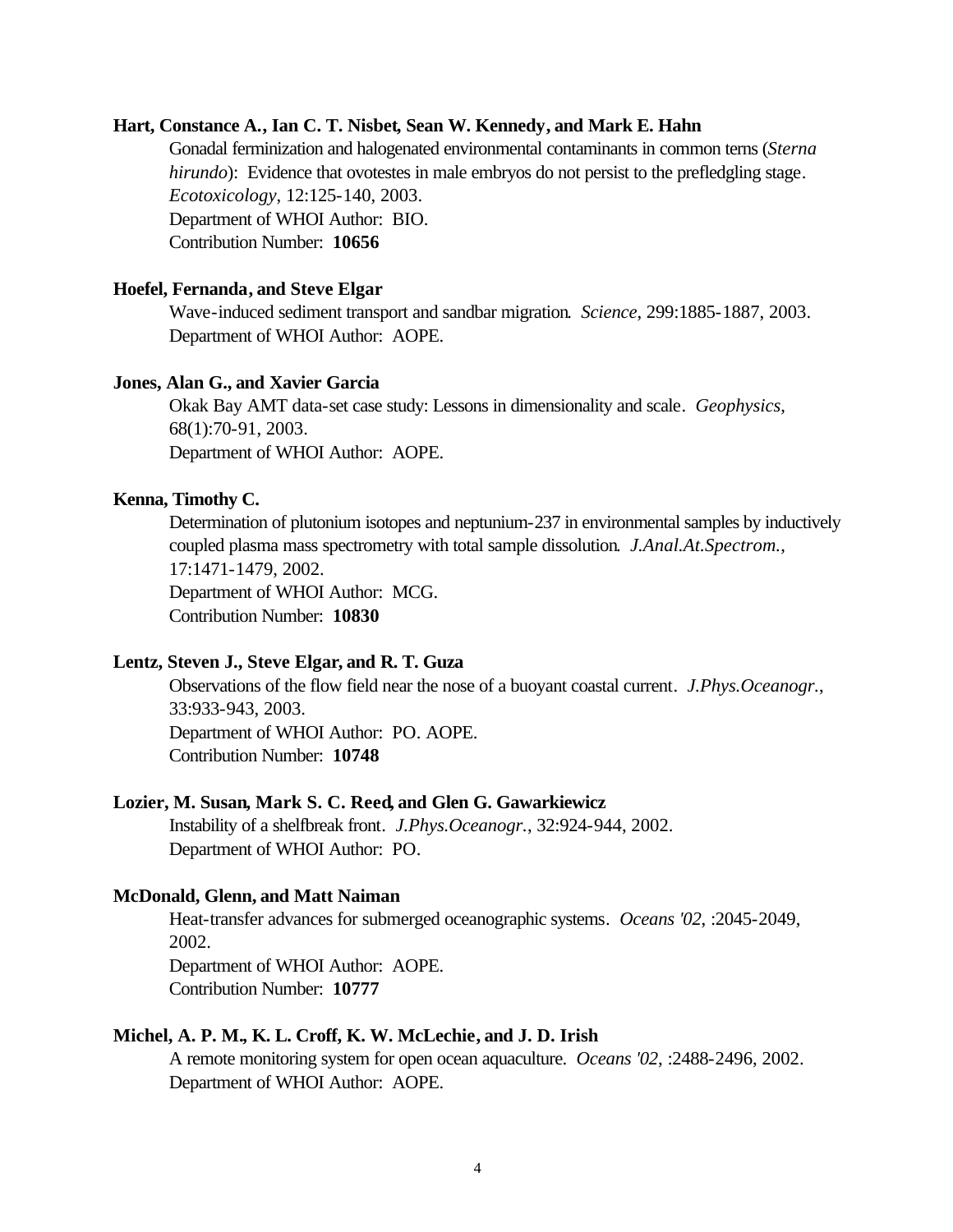**Hart, Constance A., Ian C. T. Nisbet, Sean W. Kennedy, and Mark E. Hahn**

Gonadal ferminization and halogenated environmental contaminants in common terns (*Sterna hirundo*): Evidence that ovotestes in male embryos do not persist to the prefledgling stage. *Ecotoxicology*, 12:125-140, 2003.
Department of WHOI Author: BIO.
Contribution Number: **10656**

**Hoefel, Fernanda, and Steve Elgar**

Wave-induced sediment transport and sandbar migration. *Science*, 299:1885-1887, 2003.
Department of WHOI Author: AOPE.

**Jones, Alan G., and Xavier Garcia**

Okak Bay AMT data-set case study: Lessons in dimensionality and scale. *Geophysics*, 68(1):70-91, 2003.
Department of WHOI Author: AOPE.

**Kenna, Timothy C.**

Determination of plutonium isotopes and neptunium-237 in environmental samples by inductively coupled plasma mass spectrometry with total sample dissolution. *J.Anal.At.Spectrom.*, 17:1471-1479, 2002.
Department of WHOI Author: MCG.
Contribution Number: **10830**

**Lentz, Steven J., Steve Elgar, and R. T. Guza**

Observations of the flow field near the nose of a buoyant coastal current. *J.Phys.Oceanogr.*, 33:933-943, 2003.
Department of WHOI Author: PO. AOPE.
Contribution Number: **10748**

**Lozier, M. Susan, Mark S. C. Reed, and Glen G. Gawarkiewicz**

Instability of a shelfbreak front. *J.Phys.Oceanogr.*, 32:924-944, 2002.
Department of WHOI Author: PO.

**McDonald, Glenn, and Matt Naiman**

Heat-transfer advances for submerged oceanographic systems. *Oceans '02*, :2045-2049, 2002.
Department of WHOI Author: AOPE.
Contribution Number: **10777**

**Michel, A. P. M., K. L. Croff, K. W. McLechie, and J. D. Irish**

A remote monitoring system for open ocean aquaculture. *Oceans '02*, :2488-2496, 2002.
Department of WHOI Author: AOPE.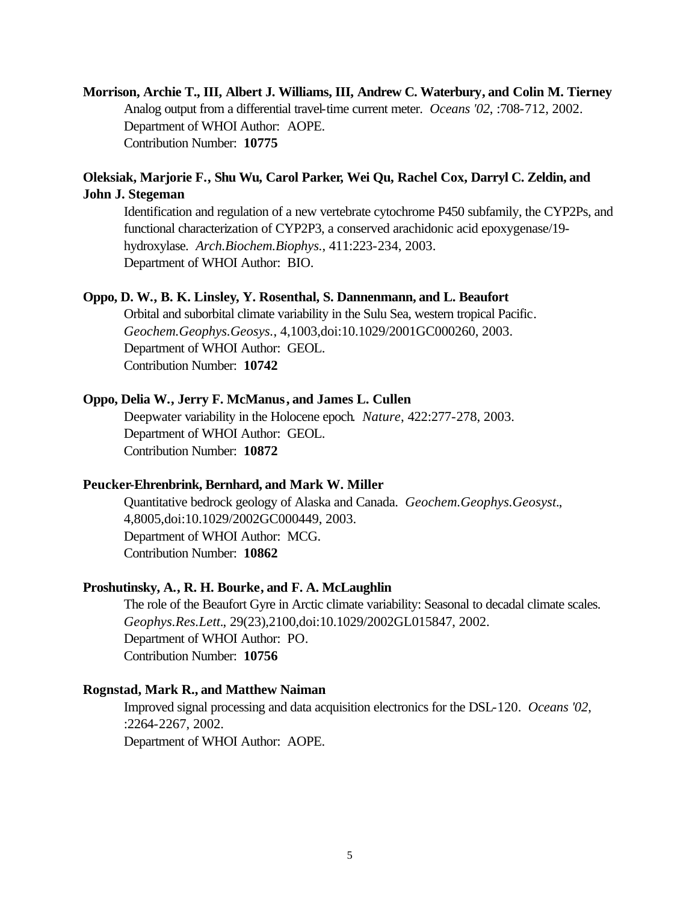**Morrison, Archie T., III, Albert J. Williams, III, Andrew C. Waterbury, and Colin M. Tierney**

Analog output from a differential travel-time current meter. *Oceans '02*, :708-712, 2002.
Department of WHOI Author: AOPE.
Contribution Number: **10775**

**Oleksiak, Marjorie F., Shu Wu, Carol Parker, Wei Qu, Rachel Cox, Darryl C. Zeldin, and John J. Stegeman**

Identification and regulation of a new vertebrate cytochrome P450 subfamily, the CYP2Ps, and functional characterization of CYP2P3, a conserved arachidonic acid epoxygenase/19-hydroxylase. *Arch.Biochem.Biophys.*, 411:223-234, 2003.
Department of WHOI Author: BIO.

**Oppo, D. W., B. K. Linsley, Y. Rosenthal, S. Dannenmann, and L. Beaufort**

Orbital and suborbital climate variability in the Sulu Sea, western tropical Pacific. *Geochem.Geophys.Geosys.*, 4,1003,doi:10.1029/2001GC000260, 2003.
Department of WHOI Author: GEOL.
Contribution Number: **10742**

**Oppo, Delia W., Jerry F. McManus, and James L. Cullen**

Deepwater variability in the Holocene epoch. *Nature*, 422:277-278, 2003.
Department of WHOI Author: GEOL.
Contribution Number: **10872**

**Peucker-Ehrenbrink, Bernhard, and Mark W. Miller**

Quantitative bedrock geology of Alaska and Canada. *Geochem.Geophys.Geosyst.*, 4,8005,doi:10.1029/2002GC000449, 2003.
Department of WHOI Author: MCG.
Contribution Number: **10862**

**Proshutinsky, A., R. H. Bourke, and F. A. McLaughlin**

The role of the Beaufort Gyre in Arctic climate variability: Seasonal to decadal climate scales. *Geophys.Res.Lett.*, 29(23),2100,doi:10.1029/2002GL015847, 2002.
Department of WHOI Author: PO.
Contribution Number: **10756**

**Rognstad, Mark R., and Matthew Naiman**

Improved signal processing and data acquisition electronics for the DSL-120. *Oceans '02*, :2264-2267, 2002.
Department of WHOI Author: AOPE.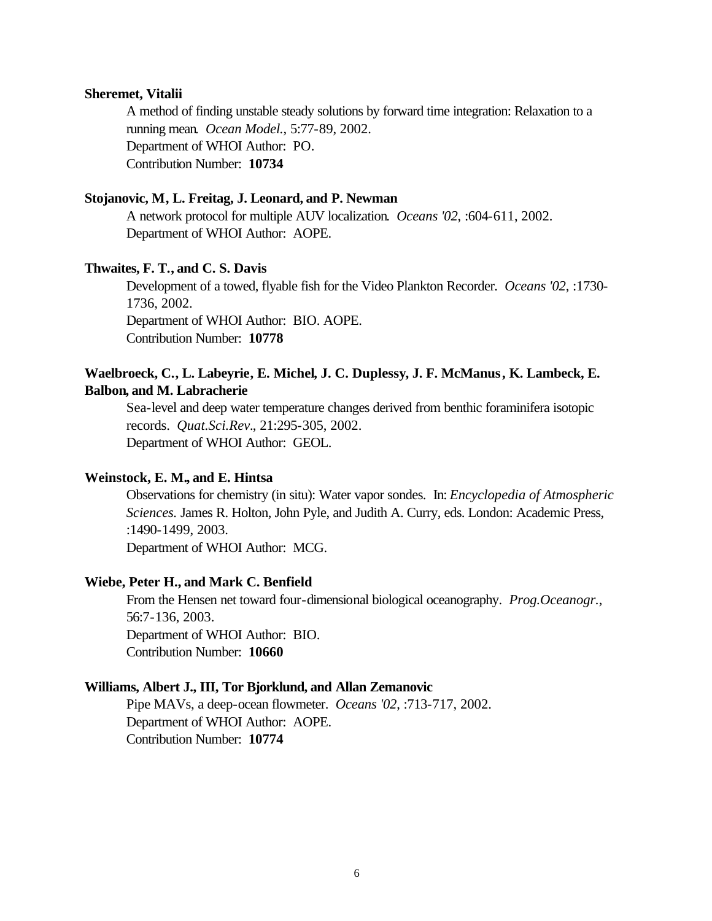**Sheremet, Vitalii**

A method of finding unstable steady solutions by forward time integration: Relaxation to a running mean. *Ocean Model.*, 5:77-89, 2002.
Department of WHOI Author: PO.
Contribution Number: **10734**

**Stojanovic, M, L. Freitag, J. Leonard, and P. Newman**

A network protocol for multiple AUV localization. *Oceans '02*, :604-611, 2002.
Department of WHOI Author: AOPE.

**Thwaites, F. T., and C. S. Davis**

Development of a towed, flyable fish for the Video Plankton Recorder. *Oceans '02*, :1730-1736, 2002.
Department of WHOI Author: BIO. AOPE.
Contribution Number: **10778**

**Waelbroeck, C., L. Labeyrie, E. Michel, J. C. Duplessy, J. F. McManus, K. Lambeck, E. Balbon, and M. Labracherie**

Sea-level and deep water temperature changes derived from benthic foraminifera isotopic records. *Quat.Sci.Rev.*, 21:295-305, 2002.
Department of WHOI Author: GEOL.

**Weinstock, E. M., and E. Hintsa**

Observations for chemistry (in situ): Water vapor sondes. In: *Encyclopedia of Atmospheric Sciences.* James R. Holton, John Pyle, and Judith A. Curry, eds. London: Academic Press, :1490-1499, 2003.
Department of WHOI Author: MCG.

**Wiebe, Peter H., and Mark C. Benfield**

From the Hensen net toward four-dimensional biological oceanography. *Prog.Oceanogr.*, 56:7-136, 2003.
Department of WHOI Author: BIO.
Contribution Number: **10660**

**Williams, Albert J., III, Tor Bjorklund, and Allan Zemanovic**

Pipe MAVs, a deep-ocean flowmeter. *Oceans '02*, :713-717, 2002.
Department of WHOI Author: AOPE.
Contribution Number: **10774**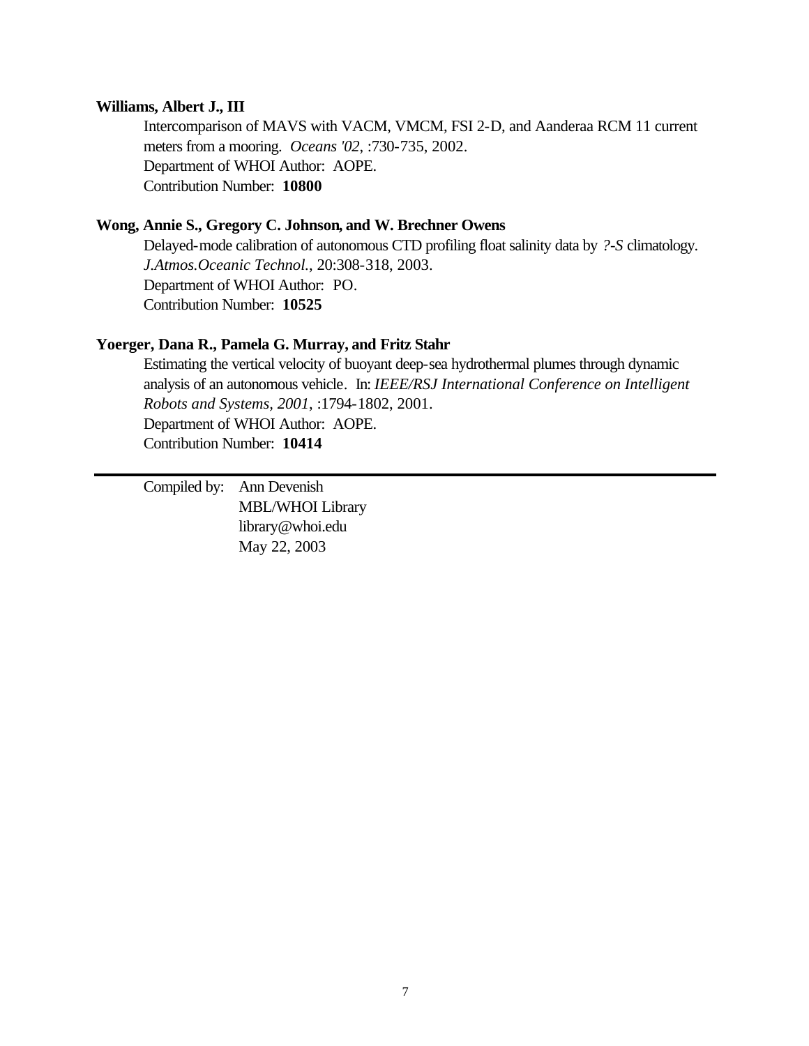**Williams, Albert J., III**

Intercomparison of MAVS with VACM, VMCM, FSI 2-D, and Aanderaa RCM 11 current meters from a mooring. *Oceans '02*, :730-735, 2002.
Department of WHOI Author: AOPE.
Contribution Number: **10800**

**Wong, Annie S., Gregory C. Johnson, and W. Brechner Owens**

Delayed-mode calibration of autonomous CTD profiling float salinity data by *?-S* climatology. *J.Atmos.Oceanic Technol.*, 20:308-318, 2003.
Department of WHOI Author: PO.
Contribution Number: **10525**

**Yoerger, Dana R., Pamela G. Murray, and Fritz Stahr**

Estimating the vertical velocity of buoyant deep-sea hydrothermal plumes through dynamic analysis of an autonomous vehicle. In: *IEEE/RSJ International Conference on Intelligent Robots and Systems, 2001*, :1794-1802, 2001.
Department of WHOI Author: AOPE.
Contribution Number: **10414**

---

Compiled by: Ann Devenish
MBL/WHOI Library
library@whoi.edu
May 22, 2003